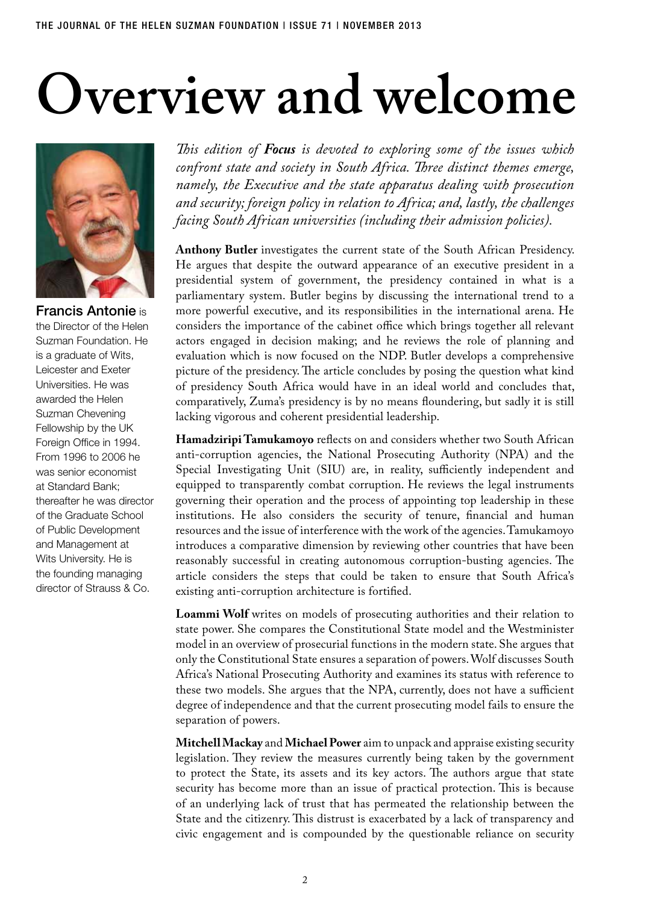# Overview and welcome

**Francis Antonie** is the Director of the Helen Suzman Foundation. He is a graduate of Wits, Leicester and Exeter Universities. He was awarded the Helen Suzman Chevening Fellowship by the UK Foreign Office in 1994. From 1996 to 2006 he was senior economist at Standard Bank; thereafter he was director of the Graduate School of Public Development and Management at Wits University. He is the founding managing director of Strauss & Co.

*This edition of **Focus** is devoted to exploring some of the issues which confront state and society in South Africa. Three distinct themes emerge, namely, the Executive and the state apparatus dealing with prosecution and security; foreign policy in relation to Africa; and, lastly, the challenges facing South African universities (including their admission policies).*

**Anthony Butler** investigates the current state of the South African Presidency. He argues that despite the outward appearance of an executive president in a presidential system of government, the presidency contained in what is a parliamentary system. Butler begins by discussing the international trend to a more powerful executive, and its responsibilities in the international arena. He considers the importance of the cabinet office which brings together all relevant actors engaged in decision making; and he reviews the role of planning and evaluation which is now focused on the NDP. Butler develops a comprehensive picture of the presidency. The article concludes by posing the question what kind of presidency South Africa would have in an ideal world and concludes that, comparatively, Zuma's presidency is by no means floundering, but sadly it is still lacking vigorous and coherent presidential leadership.

**Hamadziripi Tamukamoyo** reflects on and considers whether two South African anti-corruption agencies, the National Prosecuting Authority (NPA) and the Special Investigating Unit (SIU) are, in reality, sufficiently independent and equipped to transparently combat corruption. He reviews the legal instruments governing their operation and the process of appointing top leadership in these institutions. He also considers the security of tenure, financial and human resources and the issue of interference with the work of the agencies. Tamukamoyo introduces a comparative dimension by reviewing other countries that have been reasonably successful in creating autonomous corruption-busting agencies. The article considers the steps that could be taken to ensure that South Africa's existing anti-corruption architecture is fortified.

**Loammi Wolf** writes on models of prosecuting authorities and their relation to state power. She compares the Constitutional State model and the Westminister model in an overview of prosecurial functions in the modern state. She argues that only the Constitutional State ensures a separation of powers. Wolf discusses South Africa's National Prosecuting Authority and examines its status with reference to these two models. She argues that the NPA, currently, does not have a sufficient degree of independence and that the current prosecuting model fails to ensure the separation of powers.

**Mitchell Mackay** and **Michael Power** aim to unpack and appraise existing security legislation. They review the measures currently being taken by the government to protect the State, its assets and its key actors. The authors argue that state security has become more than an issue of practical protection. This is because of an underlying lack of trust that has permeated the relationship between the State and the citizenry. This distrust is exacerbated by a lack of transparency and civic engagement and is compounded by the questionable reliance on security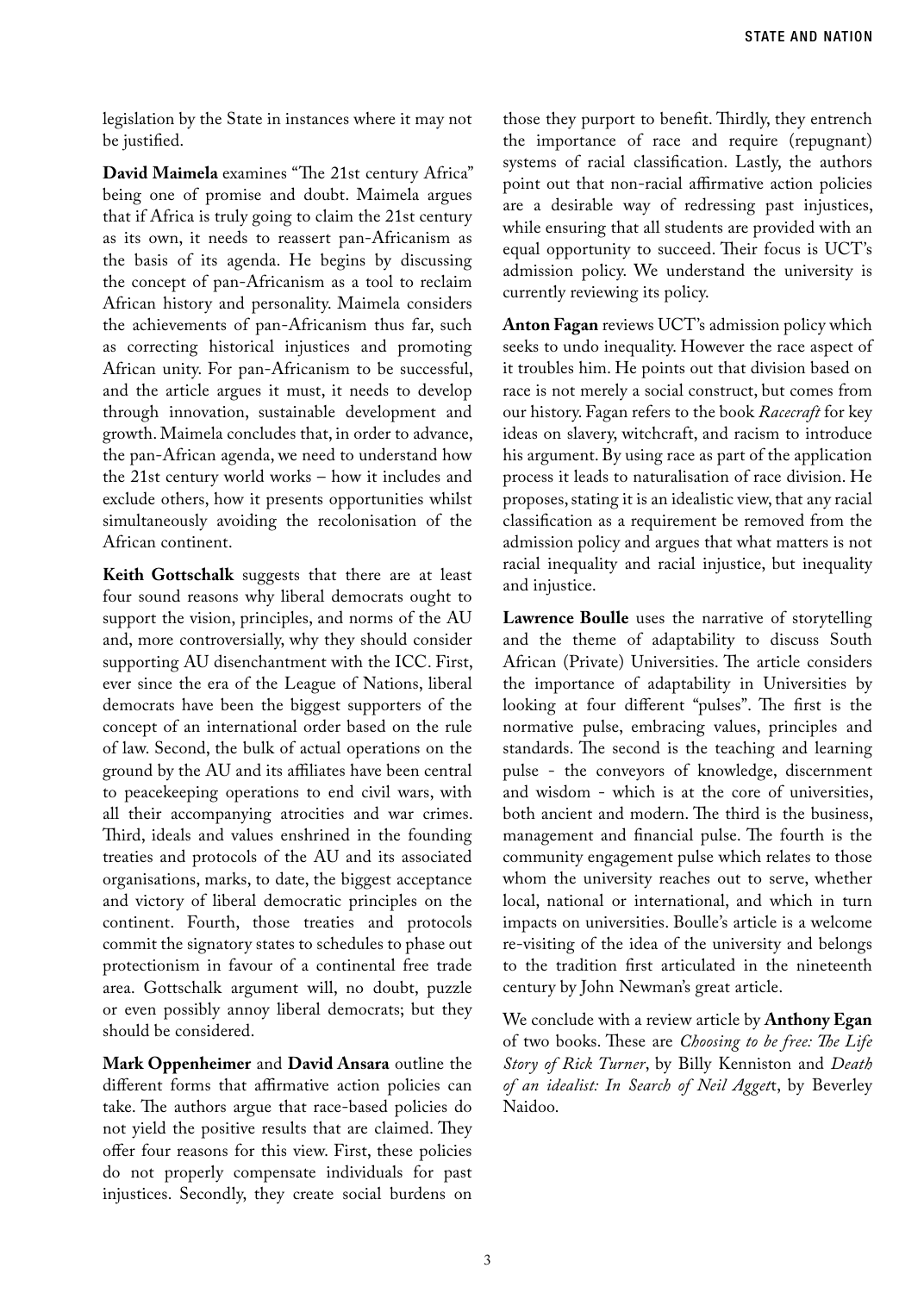legislation by the State in instances where it may not be justified.

**David Maimela** examines "The 21st century Africa" being one of promise and doubt. Maimela argues that if Africa is truly going to claim the 21st century as its own, it needs to reassert pan-Africanism as the basis of its agenda. He begins by discussing the concept of pan-Africanism as a tool to reclaim African history and personality. Maimela considers the achievements of pan-Africanism thus far, such as correcting historical injustices and promoting African unity. For pan-Africanism to be successful, and the article argues it must, it needs to develop through innovation, sustainable development and growth. Maimela concludes that, in order to advance, the pan-African agenda, we need to understand how the 21st century world works – how it includes and exclude others, how it presents opportunities whilst simultaneously avoiding the recolonisation of the African continent.

**Keith Gottschalk** suggests that there are at least four sound reasons why liberal democrats ought to support the vision, principles, and norms of the AU and, more controversially, why they should consider supporting AU disenchantment with the ICC. First, ever since the era of the League of Nations, liberal democrats have been the biggest supporters of the concept of an international order based on the rule of law. Second, the bulk of actual operations on the ground by the AU and its affiliates have been central to peacekeeping operations to end civil wars, with all their accompanying atrocities and war crimes. Third, ideals and values enshrined in the founding treaties and protocols of the AU and its associated organisations, marks, to date, the biggest acceptance and victory of liberal democratic principles on the continent. Fourth, those treaties and protocols commit the signatory states to schedules to phase out protectionism in favour of a continental free trade area. Gottschalk argument will, no doubt, puzzle or even possibly annoy liberal democrats; but they should be considered.

**Mark Oppenheimer** and **David Ansara** outline the different forms that affirmative action policies can take. The authors argue that race-based policies do not yield the positive results that are claimed. They offer four reasons for this view. First, these policies do not properly compensate individuals for past injustices. Secondly, they create social burdens on those they purport to benefit. Thirdly, they entrench the importance of race and require (repugnant) systems of racial classification. Lastly, the authors point out that non-racial affirmative action policies are a desirable way of redressing past injustices, while ensuring that all students are provided with an equal opportunity to succeed. Their focus is UCT's admission policy. We understand the university is currently reviewing its policy.

**Anton Fagan** reviews UCT's admission policy which seeks to undo inequality. However the race aspect of it troubles him. He points out that division based on race is not merely a social construct, but comes from our history. Fagan refers to the book *Racecraft* for key ideas on slavery, witchcraft, and racism to introduce his argument. By using race as part of the application process it leads to naturalisation of race division. He proposes, stating it is an idealistic view, that any racial classification as a requirement be removed from the admission policy and argues that what matters is not racial inequality and racial injustice, but inequality and injustice.

**Lawrence Boulle** uses the narrative of storytelling and the theme of adaptability to discuss South African (Private) Universities. The article considers the importance of adaptability in Universities by looking at four different "pulses". The first is the normative pulse, embracing values, principles and standards. The second is the teaching and learning pulse - the conveyors of knowledge, discernment and wisdom - which is at the core of universities, both ancient and modern. The third is the business, management and financial pulse. The fourth is the community engagement pulse which relates to those whom the university reaches out to serve, whether local, national or international, and which in turn impacts on universities. Boulle's article is a welcome re-visiting of the idea of the university and belongs to the tradition first articulated in the nineteenth century by John Newman's great article.

We conclude with a review article by **Anthony Egan** of two books. These are *Choosing to be free: The Life Story of Rick Turner*, by Billy Kenniston and *Death of an idealist: In Search of Neil Agget*t, by Beverley Naidoo.